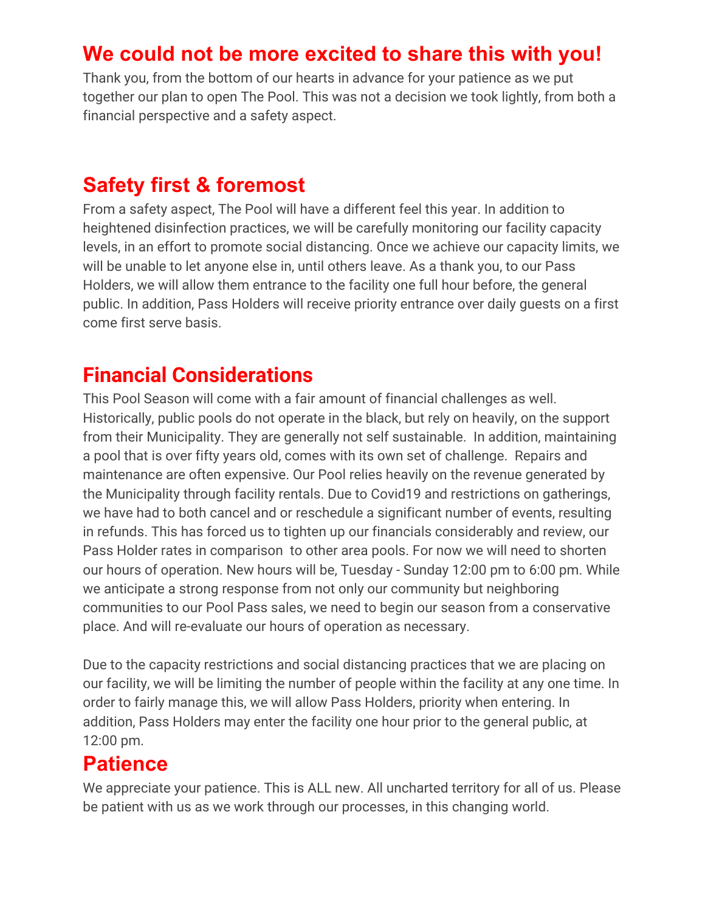## We could not be more excited to share this with you!

Thank you, from the bottom of our hearts in advance for your patience as we put together our plan to open The Pool. This was not a decision we took lightly, from both a financial perspective and a safety aspect.

## Safety first & foremost

From a safety aspect, The Pool will have a different feel this year. In addition to heightened disinfection practices, we will be carefully monitoring our facility capacity levels, in an effort to promote social distancing. Once we achieve our capacity limits, we will be unable to let anyone else in, until others leave. As a thank you, to our Pass Holders, we will allow them entrance to the facility one full hour before, the general public. In addition, Pass Holders will receive priority entrance over daily guests on a first come first serve basis.

## Financial Considerations

This Pool Season will come with a fair amount of financial challenges as well. Historically, public pools do not operate in the black, but rely on heavily, on the support from their Municipality. They are generally not self sustainable. In addition, maintaining a pool that is over fifty years old, comes with its own set of challenge. Repairs and maintenance are often expensive. Our Pool relies heavily on the revenue generated by the Municipality through facility rentals. Due to Covid19 and restrictions on gatherings, we have had to both cancel and or reschedule a significant number of events, resulting in refunds. This has forced us to tighten up our financials considerably and review, our Pass Holder rates in comparison to other area pools. For now we will need to shorten our hours of operation. New hours will be, Tuesday - Sunday 12:00 pm to 6:00 pm. While we anticipate a strong response from not only our community but neighboring communities to our Pool Pass sales, we need to begin our season from a conservative place. And will re-evaluate our hours of operation as necessary.

Due to the capacity restrictions and social distancing practices that we are placing on our facility, we will be limiting the number of people within the facility at any one time. In order to fairly manage this, we will allow Pass Holders, priority when entering. In addition, Pass Holders may enter the facility one hour prior to the general public, at 12:00 pm.

## Patience

We appreciate your patience. This is ALL new. All uncharted territory for all of us. Please be patient with us as we work through our processes, in this changing world.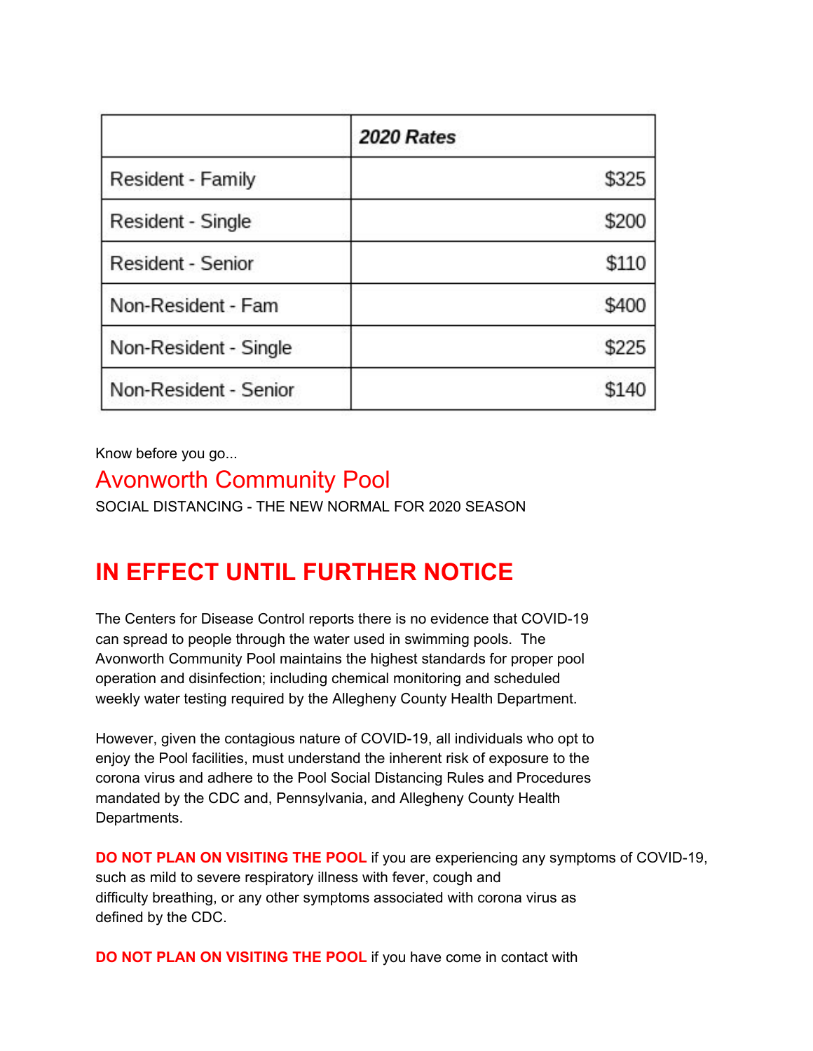| | *2020 Rates* |
|---|---|
| Resident - Family | $325 |
| Resident - Single | $200 |
| Resident - Senior | $110 |
| Non-Resident - Fam | $400 |
| Non-Resident - Single | $225 |
| Non-Resident - Senior | $140 |

Know before you go...

## Avonworth Community Pool

SOCIAL DISTANCING - THE NEW NORMAL FOR 2020 SEASON

# IN EFFECT UNTIL FURTHER NOTICE

The Centers for Disease Control reports there is no evidence that COVID-19 can spread to people through the water used in swimming pools. The Avonworth Community Pool maintains the highest standards for proper pool operation and disinfection; including chemical monitoring and scheduled weekly water testing required by the Allegheny County Health Department.

However, given the contagious nature of COVID-19, all individuals who opt to enjoy the Pool facilities, must understand the inherent risk of exposure to the corona virus and adhere to the Pool Social Distancing Rules and Procedures mandated by the CDC and, Pennsylvania, and Allegheny County Health Departments.

**DO NOT PLAN ON VISITING THE POOL** if you are experiencing any symptoms of COVID-19, such as mild to severe respiratory illness with fever, cough and difficulty breathing, or any other symptoms associated with corona virus as defined by the CDC.

**DO NOT PLAN ON VISITING THE POOL** if you have come in contact with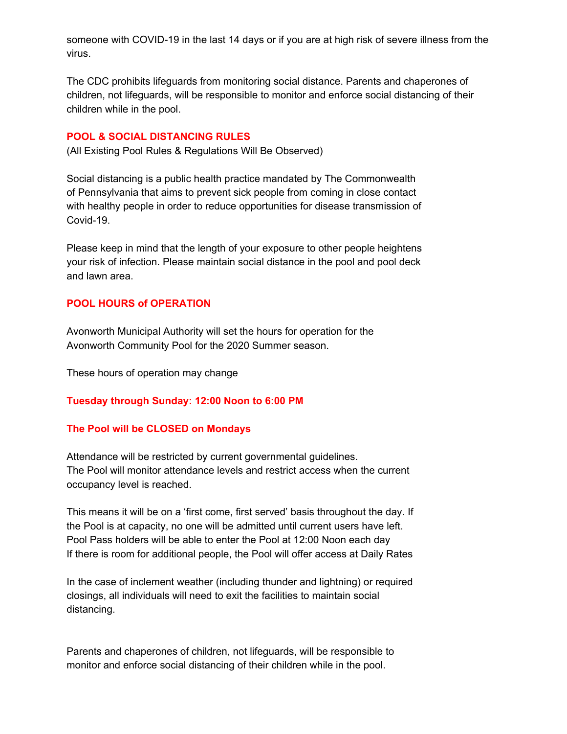someone with COVID-19 in the last 14 days or if you are at high risk of severe illness from the virus.

The CDC prohibits lifeguards from monitoring social distance. Parents and chaperones of children, not lifeguards, will be responsible to monitor and enforce social distancing of their children while in the pool.

## POOL & SOCIAL DISTANCING RULES

(All Existing Pool Rules & Regulations Will Be Observed)

Social distancing is a public health practice mandated by The Commonwealth of Pennsylvania that aims to prevent sick people from coming in close contact with healthy people in order to reduce opportunities for disease transmission of Covid-19.

Please keep in mind that the length of your exposure to other people heightens your risk of infection. Please maintain social distance in the pool and pool deck and lawn area.

## POOL HOURS of OPERATION

Avonworth Municipal Authority will set the hours for operation for the Avonworth Community Pool for the 2020 Summer season.

These hours of operation may change

**Tuesday through Sunday: 12:00 Noon to 6:00 PM**

**The Pool will be CLOSED on Mondays**

Attendance will be restricted by current governmental guidelines.
The Pool will monitor attendance levels and restrict access when the current occupancy level is reached.

This means it will be on a 'first come, first served' basis throughout the day. If the Pool is at capacity, no one will be admitted until current users have left.
Pool Pass holders will be able to enter the Pool at 12:00 Noon each day
If there is room for additional people, the Pool will offer access at Daily Rates

In the case of inclement weather (including thunder and lightning) or required closings, all individuals will need to exit the facilities to maintain social distancing.

Parents and chaperones of children, not lifeguards, will be responsible to monitor and enforce social distancing of their children while in the pool.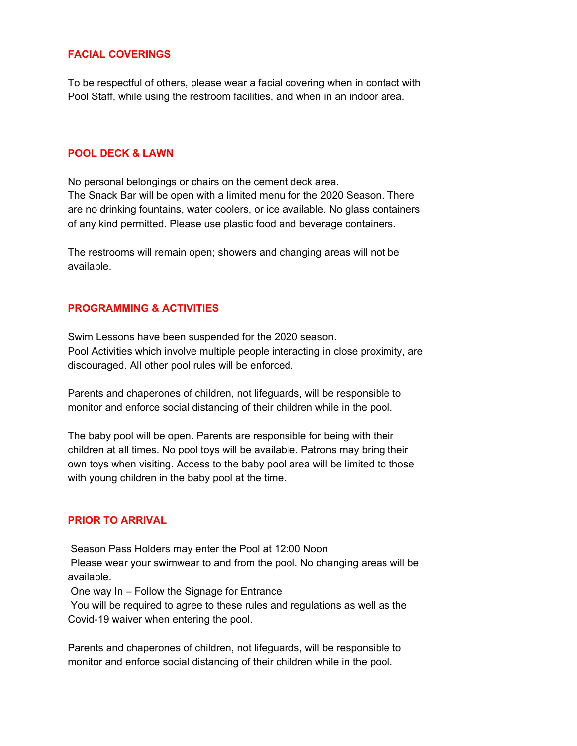## FACIAL COVERINGS

To be respectful of others, please wear a facial covering when in contact with Pool Staff, while using the restroom facilities, and when in an indoor area.

## POOL DECK & LAWN

No personal belongings or chairs on the cement deck area.
The Snack Bar will be open with a limited menu for the 2020 Season. There are no drinking fountains, water coolers, or ice available. No glass containers of any kind permitted. Please use plastic food and beverage containers.

The restrooms will remain open; showers and changing areas will not be available.

## PROGRAMMING & ACTIVITIES

Swim Lessons have been suspended for the 2020 season.
Pool Activities which involve multiple people interacting in close proximity, are discouraged. All other pool rules will be enforced.

Parents and chaperones of children, not lifeguards, will be responsible to monitor and enforce social distancing of their children while in the pool.

The baby pool will be open. Parents are responsible for being with their children at all times. No pool toys will be available. Patrons may bring their own toys when visiting. Access to the baby pool area will be limited to those with young children in the baby pool at the time.

## PRIOR TO ARRIVAL

Season Pass Holders may enter the Pool at 12:00 Noon
Please wear your swimwear to and from the pool. No changing areas will be available.
One way In – Follow the Signage for Entrance
You will be required to agree to these rules and regulations as well as the Covid-19 waiver when entering the pool.

Parents and chaperones of children, not lifeguards, will be responsible to monitor and enforce social distancing of their children while in the pool.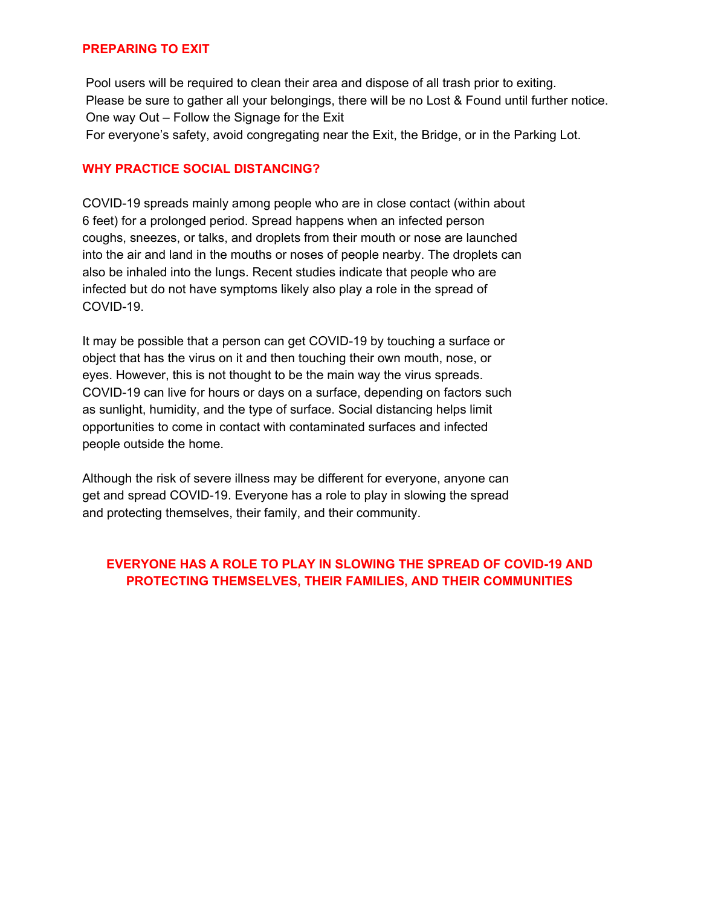## PREPARING TO EXIT

Pool users will be required to clean their area and dispose of all trash prior to exiting.
Please be sure to gather all your belongings, there will be no Lost & Found until further notice.
One way Out – Follow the Signage for the Exit
For everyone's safety, avoid congregating near the Exit, the Bridge, or in the Parking Lot.

## WHY PRACTICE SOCIAL DISTANCING?

COVID-19 spreads mainly among people who are in close contact (within about 6 feet) for a prolonged period. Spread happens when an infected person coughs, sneezes, or talks, and droplets from their mouth or nose are launched into the air and land in the mouths or noses of people nearby. The droplets can also be inhaled into the lungs. Recent studies indicate that people who are infected but do not have symptoms likely also play a role in the spread of COVID-19.

It may be possible that a person can get COVID-19 by touching a surface or object that has the virus on it and then touching their own mouth, nose, or eyes. However, this is not thought to be the main way the virus spreads. COVID-19 can live for hours or days on a surface, depending on factors such as sunlight, humidity, and the type of surface. Social distancing helps limit opportunities to come in contact with contaminated surfaces and infected people outside the home.

Although the risk of severe illness may be different for everyone, anyone can get and spread COVID-19. Everyone has a role to play in slowing the spread and protecting themselves, their family, and their community.

**EVERYONE HAS A ROLE TO PLAY IN SLOWING THE SPREAD OF COVID-19 AND PROTECTING THEMSELVES, THEIR FAMILIES, AND THEIR COMMUNITIES**